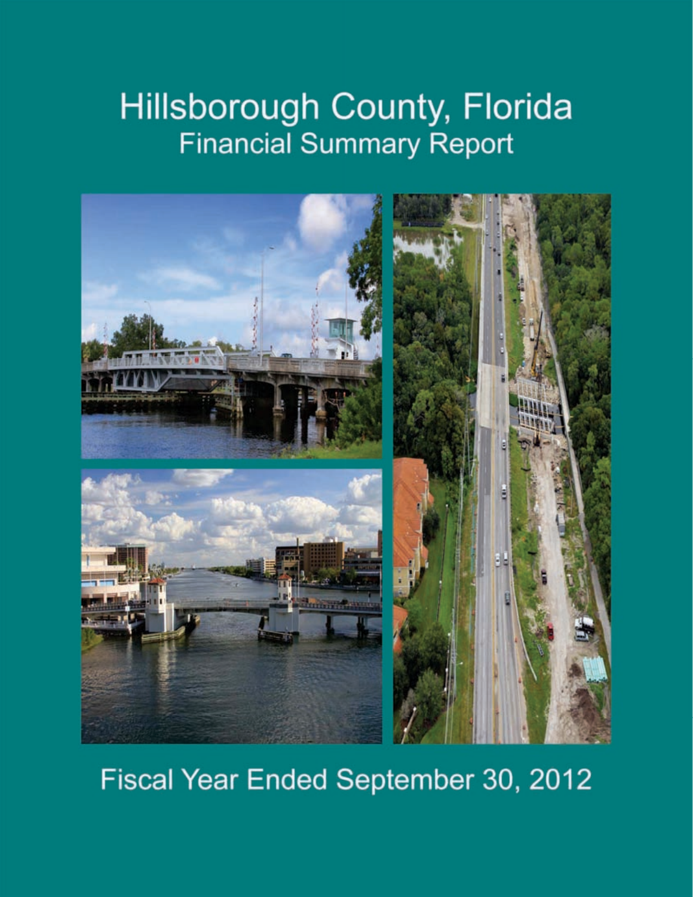# Hillsborough County, Florida

## Financial Summary Report

Fiscal Year Ended September 30, 2012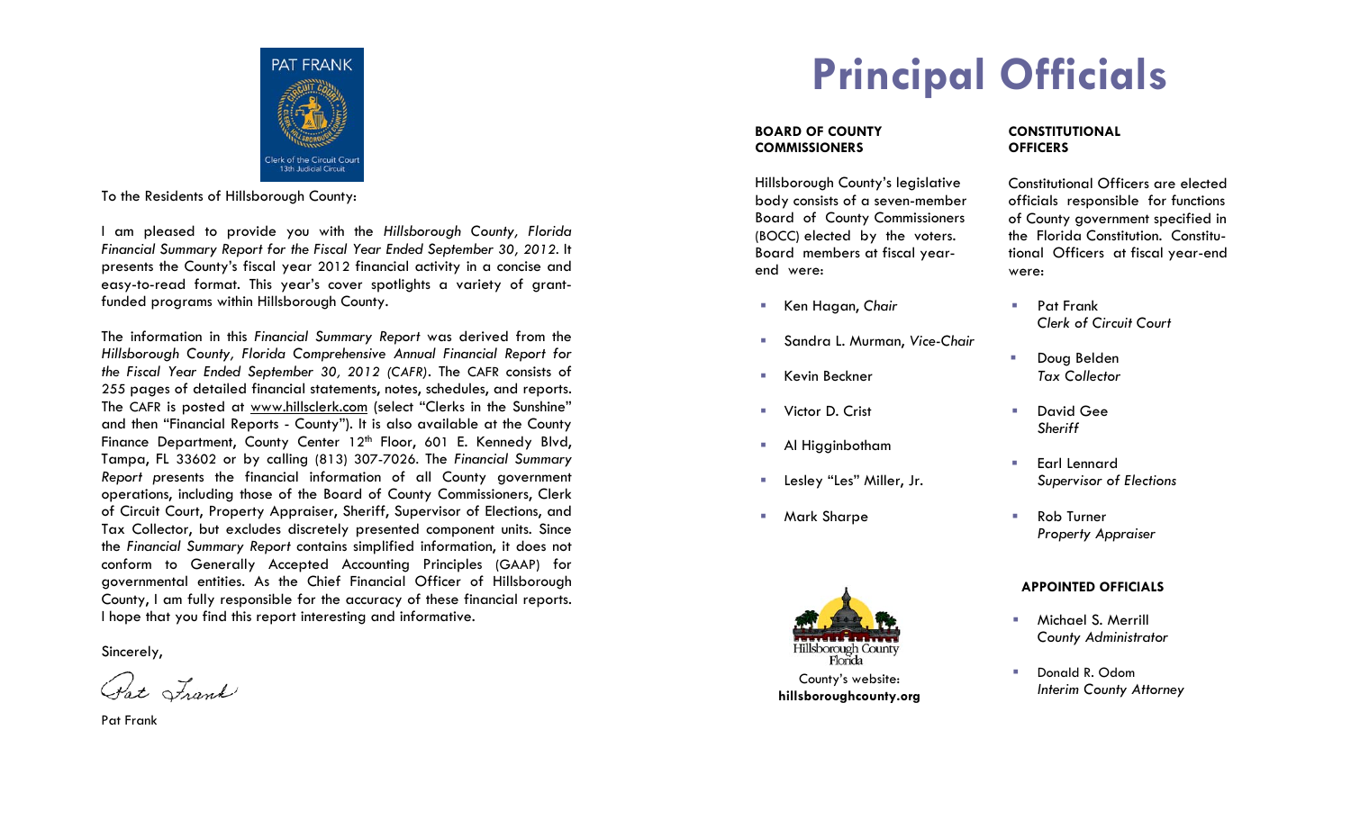To the Residents of Hillsborough County:

I am pleased to provide you with the *Hillsborough County, Florida Financial Summary Report for the Fiscal Year Ended September 30, 2012*. It presents the County's fiscal year 2012 financial activity in a concise and easy-to-read format. This year's cover spotlights a variety of grant-funded programs within Hillsborough County.

The information in this *Financial Summary Report* was derived from the *Hillsborough County, Florida Comprehensive Annual Financial Report for the Fiscal Year Ended September 30, 2012 (CAFR)*. The CAFR consists of 255 pages of detailed financial statements, notes, schedules, and reports. The CAFR is posted at www.hillsclerk.com (select "Clerks in the Sunshine" and then "Financial Reports - County"). It is also available at the County Finance Department, County Center 12th Floor, 601 E. Kennedy Blvd, Tampa, FL 33602 or by calling (813) 307-7026. The *Financial Summary Report* presents the financial information of all County government operations, including those of the Board of County Commissioners, Clerk of Circuit Court, Property Appraiser, Sheriff, Supervisor of Elections, and Tax Collector, but excludes discretely presented component units. Since the *Financial Summary Report* contains simplified information, it does not conform to Generally Accepted Accounting Principles (GAAP) for governmental entities. As the Chief Financial Officer of Hillsborough County, I am fully responsible for the accuracy of these financial reports. I hope that you find this report interesting and informative.

Sincerely,

Pat Frank

Pat Frank

# Principal Officials

**BOARD OF COUNTY COMMISSIONERS**

Hillsborough County's legislative body consists of a seven-member Board of County Commissioners (BOCC) elected by the voters. Board members at fiscal year-end were:

- Ken Hagan, *Chair*
- Sandra L. Murman, *Vice-Chair*
- Kevin Beckner
- Victor D. Crist
- Al Higginbotham
- Lesley "Les" Miller, Jr.
- Mark Sharpe

County's website:
**hillsboroughcounty.org**

**CONSTITUTIONAL OFFICERS**

Constitutional Officers are elected officials responsible for functions of County government specified in the Florida Constitution. Constitutional Officers at fiscal year-end were:

- Pat Frank
  *Clerk of Circuit Court*
- Doug Belden
  *Tax Collector*
- David Gee
  *Sheriff*
- Earl Lennard
  *Supervisor of Elections*
- Rob Turner
  *Property Appraiser*

**APPOINTED OFFICIALS**

- Michael S. Merrill
  *County Administrator*
- Donald R. Odom
  *Interim County Attorney*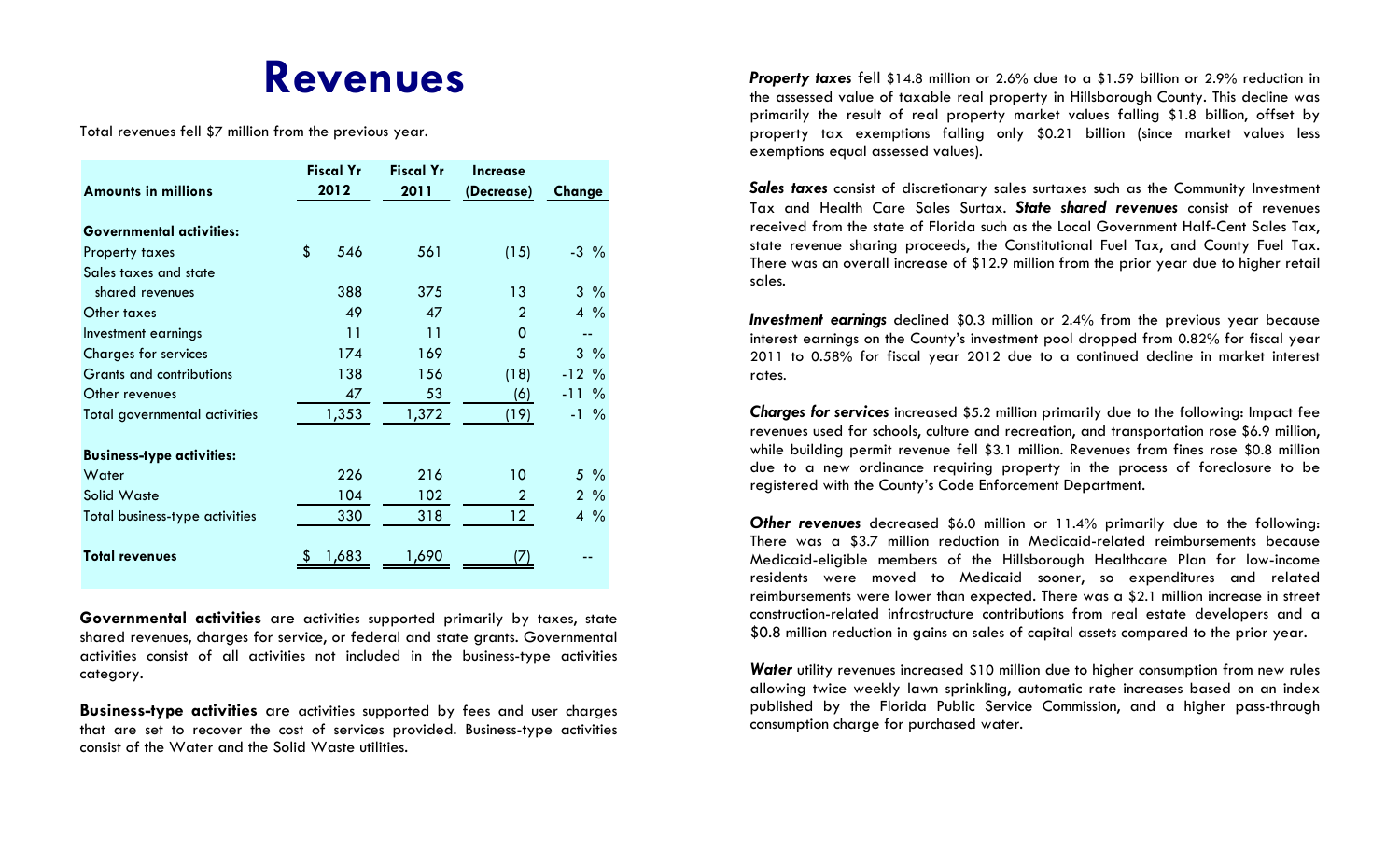# Revenues

Total revenues fell $7 million from the previous year.

| Amounts in millions | Fiscal Yr 2012 | Fiscal Yr 2011 | Increase (Decrease) | Change |
|---|---|---|---|---|
| **Governmental activities:** | | | | |
| Property taxes | $ 546 | 561 | (15) | -3 % |
| Sales taxes and state shared revenues | 388 | 375 | 13 | 3 % |
| Other taxes | 49 | 47 | 2 | 4 % |
| Investment earnings | 11 | 11 | 0 | -- |
| Charges for services | 174 | 169 | 5 | 3 % |
| Grants and contributions | 138 | 156 | (18) | -12 % |
| Other revenues | 47 | 53 | (6) | -11 % |
| Total governmental activities | 1,353 | 1,372 | (19) | -1 % |
| **Business-type activities:** | | | | |
| Water | 226 | 216 | 10 | 5 % |
| Solid Waste | 104 | 102 | 2 | 2 % |
| Total business-type activities | 330 | 318 | 12 | 4 % |
| **Total revenues** | $ 1,683 | 1,690 | (7) | -- |

**Governmental activities** are activities supported primarily by taxes, state shared revenues, charges for service, or federal and state grants. Governmental activities consist of all activities not included in the business-type activities category.

**Business-type activities** are activities supported by fees and user charges that are set to recover the cost of services provided. Business-type activities consist of the Water and the Solid Waste utilities.

***Property taxes*** fell $14.8 million or 2.6% due to a $1.59 billion or 2.9% reduction in the assessed value of taxable real property in Hillsborough County. This decline was primarily the result of real property market values falling $1.8 billion, offset by property tax exemptions falling only $0.21 billion (since market values less exemptions equal assessed values).

***Sales taxes*** consist of discretionary sales surtaxes such as the Community Investment Tax and Health Care Sales Surtax. ***State shared revenues*** consist of revenues received from the state of Florida such as the Local Government Half-Cent Sales Tax, state revenue sharing proceeds, the Constitutional Fuel Tax, and County Fuel Tax. There was an overall increase of $12.9 million from the prior year due to higher retail sales.

***Investment earnings*** declined $0.3 million or 2.4% from the previous year because interest earnings on the County's investment pool dropped from 0.82% for fiscal year 2011 to 0.58% for fiscal year 2012 due to a continued decline in market interest rates.

***Charges for services*** increased $5.2 million primarily due to the following: Impact fee revenues used for schools, culture and recreation, and transportation rose $6.9 million, while building permit revenue fell $3.1 million. Revenues from fines rose $0.8 million due to a new ordinance requiring property in the process of foreclosure to be registered with the County's Code Enforcement Department.

***Other revenues*** decreased $6.0 million or 11.4% primarily due to the following: There was a $3.7 million reduction in Medicaid-related reimbursements because Medicaid-eligible members of the Hillsborough Healthcare Plan for low-income residents were moved to Medicaid sooner, so expenditures and related reimbursements were lower than expected. There was a $2.1 million increase in street construction-related infrastructure contributions from real estate developers and a $0.8 million reduction in gains on sales of capital assets compared to the prior year.

***Water*** utility revenues increased $10 million due to higher consumption from new rules allowing twice weekly lawn sprinkling, automatic rate increases based on an index published by the Florida Public Service Commission, and a higher pass-through consumption charge for purchased water.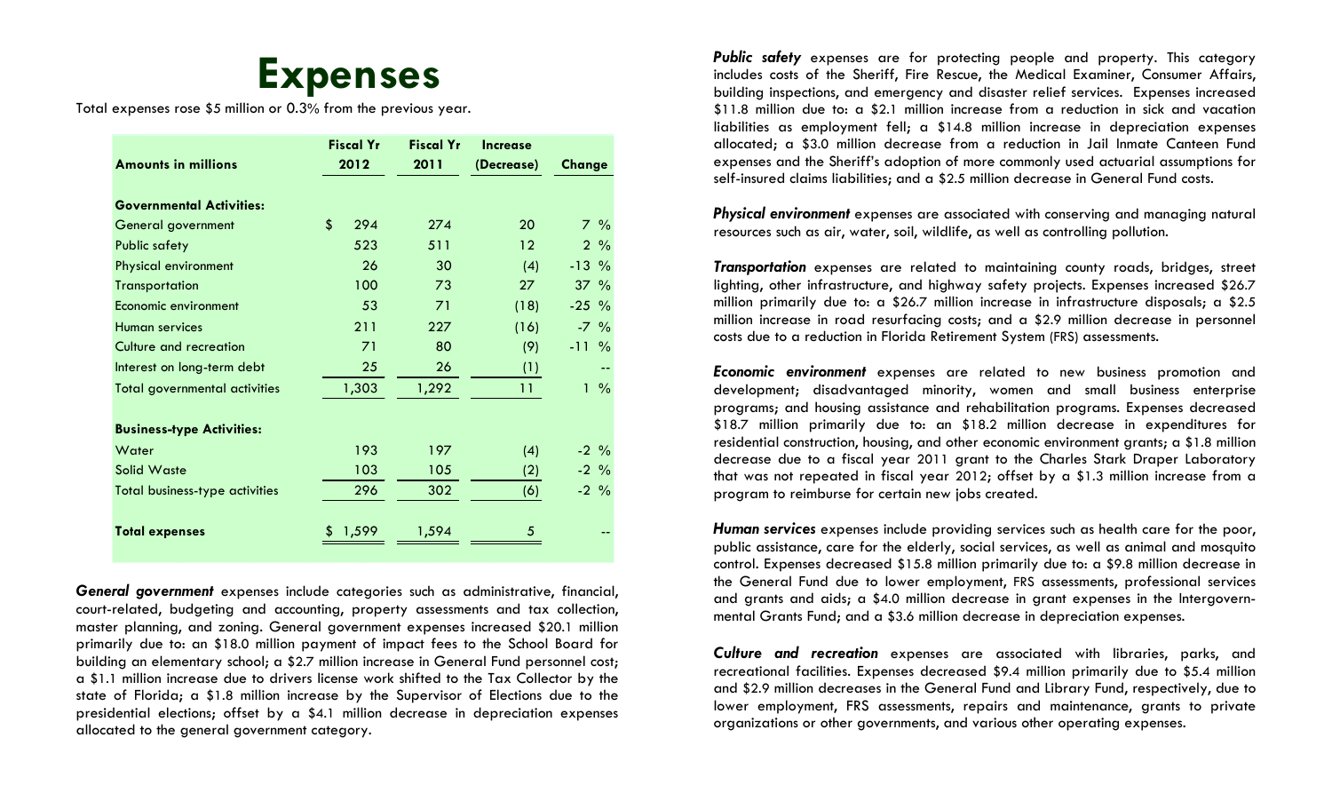# Expenses

Total expenses rose $5 million or 0.3% from the previous year.

| Amounts in millions | Fiscal Yr 2012 | Fiscal Yr 2011 | Increase (Decrease) | Change |
|---|---|---|---|---|
| **Governmental Activities:** | | | | |
| General government | $ 294 | 274 | 20 | 7 % |
| Public safety | 523 | 511 | 12 | 2 % |
| Physical environment | 26 | 30 | (4) | -13 % |
| Transportation | 100 | 73 | 27 | 37 % |
| Economic environment | 53 | 71 | (18) | -25 % |
| Human services | 211 | 227 | (16) | -7 % |
| Culture and recreation | 71 | 80 | (9) | -11 % |
| Interest on long-term debt | 25 | 26 | (1) | -- |
| Total governmental activities | 1,303 | 1,292 | 11 | 1 % |
| **Business-type Activities:** | | | | |
| Water | 193 | 197 | (4) | -2 % |
| Solid Waste | 103 | 105 | (2) | -2 % |
| Total business-type activities | 296 | 302 | (6) | -2 % |
| **Total expenses** | $ 1,599 | 1,594 | 5 | -- |

***General government*** expenses include categories such as administrative, financial, court-related, budgeting and accounting, property assessments and tax collection, master planning, and zoning. General government expenses increased $20.1 million primarily due to: an $18.0 million payment of impact fees to the School Board for building an elementary school; a $2.7 million increase in General Fund personnel cost; a $1.1 million increase due to drivers license work shifted to the Tax Collector by the state of Florida; a $1.8 million increase by the Supervisor of Elections due to the presidential elections; offset by a $4.1 million decrease in depreciation expenses allocated to the general government category.

***Public safety*** expenses are for protecting people and property. This category includes costs of the Sheriff, Fire Rescue, the Medical Examiner, Consumer Affairs, building inspections, and emergency and disaster relief services. Expenses increased $11.8 million due to: a $2.1 million increase from a reduction in sick and vacation liabilities as employment fell; a $14.8 million increase in depreciation expenses allocated; a $3.0 million decrease from a reduction in Jail Inmate Canteen Fund expenses and the Sheriff's adoption of more commonly used actuarial assumptions for self-insured claims liabilities; and a $2.5 million decrease in General Fund costs.

***Physical environment*** expenses are associated with conserving and managing natural resources such as air, water, soil, wildlife, as well as controlling pollution.

***Transportation*** expenses are related to maintaining county roads, bridges, street lighting, other infrastructure, and highway safety projects. Expenses increased $26.7 million primarily due to: a $26.7 million increase in infrastructure disposals; a $2.5 million increase in road resurfacing costs; and a $2.9 million decrease in personnel costs due to a reduction in Florida Retirement System (FRS) assessments.

***Economic environment*** expenses are related to new business promotion and development; disadvantaged minority, women and small business enterprise programs; and housing assistance and rehabilitation programs. Expenses decreased $18.7 million primarily due to: an $18.2 million decrease in expenditures for residential construction, housing, and other economic environment grants; a $1.8 million decrease due to a fiscal year 2011 grant to the Charles Stark Draper Laboratory that was not repeated in fiscal year 2012; offset by a $1.3 million increase from a program to reimburse for certain new jobs created.

***Human services*** expenses include providing services such as health care for the poor, public assistance, care for the elderly, social services, as well as animal and mosquito control. Expenses decreased $15.8 million primarily due to: a $9.8 million decrease in the General Fund due to lower employment, FRS assessments, professional services and grants and aids; a $4.0 million decrease in grant expenses in the Intergovernmental Grants Fund; and a $3.6 million decrease in depreciation expenses.

***Culture and recreation*** expenses are associated with libraries, parks, and recreational facilities. Expenses decreased $9.4 million primarily due to $5.4 million and $2.9 million decreases in the General Fund and Library Fund, respectively, due to lower employment, FRS assessments, repairs and maintenance, grants to private organizations or other governments, and various other operating expenses.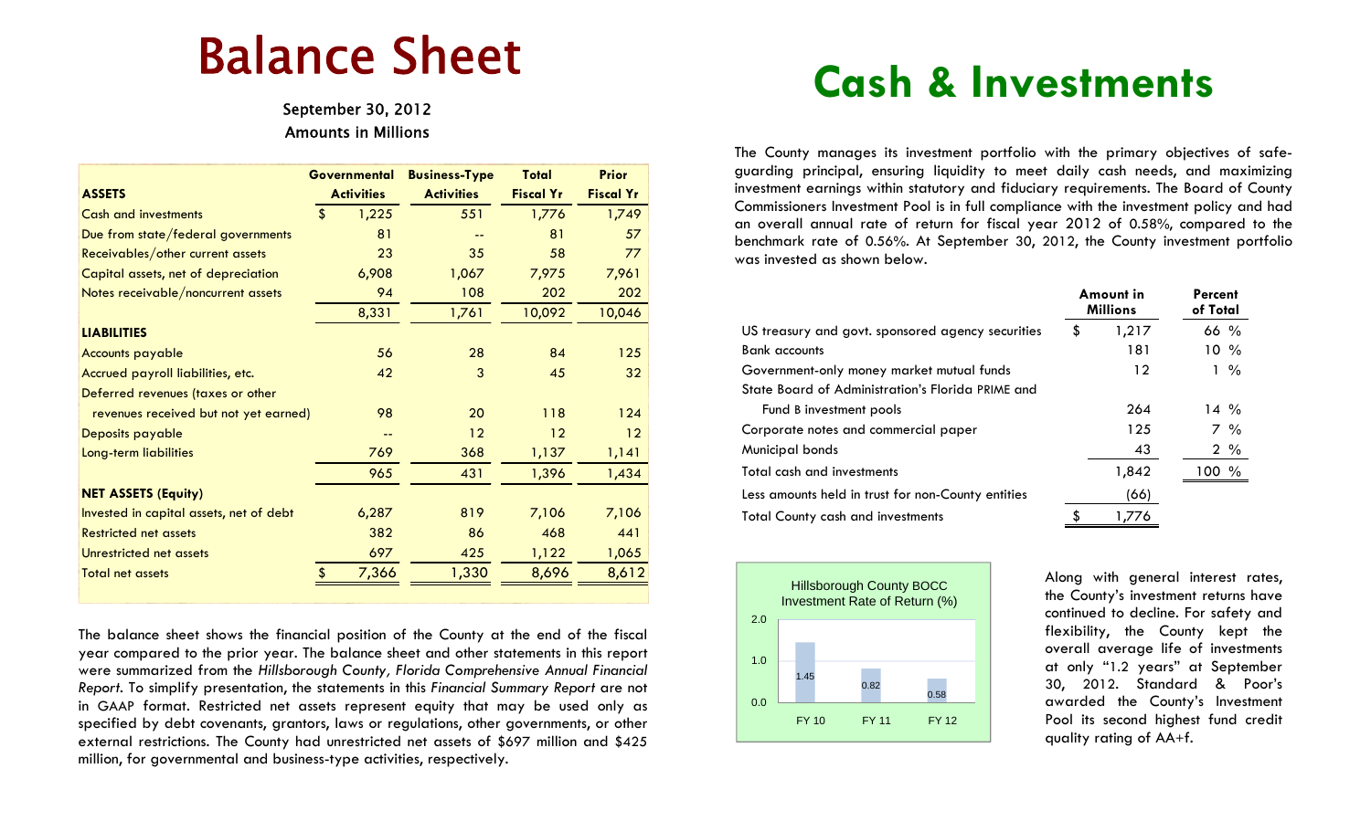# Balance Sheet

September 30, 2012
Amounts in Millions

| ASSETS | Governmental Activities | Business-Type Activities | Total Fiscal Yr | Prior Fiscal Yr |
|---|---|---|---|---|
| Cash and investments | $ 1,225 | 551 | 1,776 | 1,749 |
| Due from state/federal governments | 81 | -- | 81 | 57 |
| Receivables/other current assets | 23 | 35 | 58 | 77 |
| Capital assets, net of depreciation | 6,908 | 1,067 | 7,975 | 7,961 |
| Notes receivable/noncurrent assets | 94 | 108 | 202 | 202 |
| | 8,331 | 1,761 | 10,092 | 10,046 |
| **LIABILITIES** | | | | |
| Accounts payable | 56 | 28 | 84 | 125 |
| Accrued payroll liabilities, etc. | 42 | 3 | 45 | 32 |
| Deferred revenues (taxes or other revenues received but not yet earned) | 98 | 20 | 118 | 124 |
| Deposits payable | -- | 12 | 12 | 12 |
| Long-term liabilities | 769 | 368 | 1,137 | 1,141 |
| | 965 | 431 | 1,396 | 1,434 |
| **NET ASSETS (Equity)** | | | | |
| Invested in capital assets, net of debt | 6,287 | 819 | 7,106 | 7,106 |
| Restricted net assets | 382 | 86 | 468 | 441 |
| Unrestricted net assets | 697 | 425 | 1,122 | 1,065 |
| Total net assets | $ 7,366 | 1,330 | 8,696 | 8,612 |

The balance sheet shows the financial position of the County at the end of the fiscal year compared to the prior year. The balance sheet and other statements in this report were summarized from the *Hillsborough County, Florida Comprehensive Annual Financial Report*. To simplify presentation, the statements in this *Financial Summary Report* are not in GAAP format. Restricted net assets represent equity that may be used only as specified by debt covenants, grantors, laws or regulations, other governments, or other external restrictions. The County had unrestricted net assets of $697 million and $425 million, for governmental and business-type activities, respectively.

# Cash & Investments

The County manages its investment portfolio with the primary objectives of safe-guarding principal, ensuring liquidity to meet daily cash needs, and maximizing investment earnings within statutory and fiduciary requirements. The Board of County Commissioners Investment Pool is in full compliance with the investment policy and had an overall annual rate of return for fiscal year 2012 of 0.58%, compared to the benchmark rate of 0.56%. At September 30, 2012, the County investment portfolio was invested as shown below.

| | Amount in Millions | Percent of Total |
|---|---|---|
| US treasury and govt. sponsored agency securities | $ 1,217 | 66 % |
| Bank accounts | 181 | 10 % |
| Government-only money market mutual funds | 12 | 1 % |
| State Board of Administration's Florida PRIME and Fund B investment pools | 264 | 14 % |
| Corporate notes and commercial paper | 125 | 7 % |
| Municipal bonds | 43 | 2 % |
| Total cash and investments | 1,842 | 100 % |
| Less amounts held in trust for non-County entities | (66) | |
| Total County cash and investments | $ 1,776 | |

Hillsborough County BOCC Investment Rate of Return (%)

| | FY 10 | FY 11 | FY 12 |
|---|---|---|---|
| Rate of Return (%) | 1.45 | 0.82 | 0.58 |

Along with general interest rates, the County's investment returns have continued to decline. For safety and flexibility, the County kept the overall average life of investments at only "1.2 years" at September 30, 2012. Standard & Poor's awarded the County's Investment Pool its second highest fund credit quality rating of AA+f.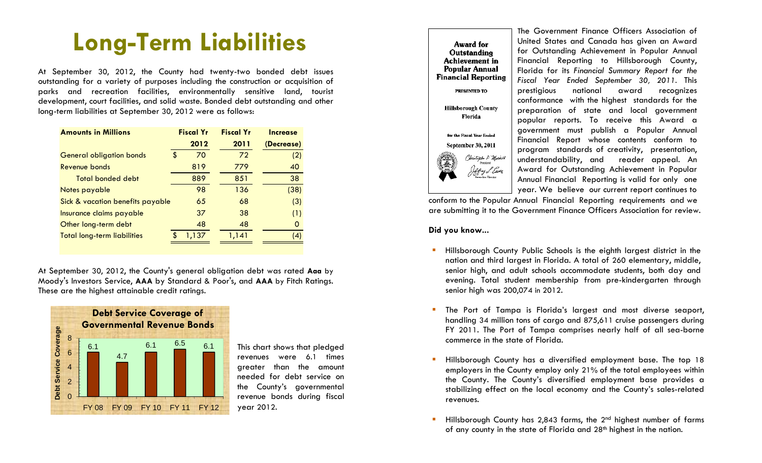# Long-Term Liabilities

At September 30, 2012, the County had twenty-two bonded debt issues outstanding for a variety of purposes including the construction or acquisition of parks and recreation facilities, environmentally sensitive land, tourist development, court facilities, and solid waste. Bonded debt outstanding and other long-term liabilities at September 30, 2012 were as follows:

| Amounts in Millions | Fiscal Yr 2012 | Fiscal Yr 2011 | Increase (Decrease) |
|---|---|---|---|
| General obligation bonds | $ 70 | 72 | (2) |
| Revenue bonds | 819 | 779 | 40 |
| Total bonded debt | 889 | 851 | 38 |
| Notes payable | 98 | 136 | (38) |
| Sick & vacation benefits payable | 65 | 68 | (3) |
| Insurance claims payable | 37 | 38 | (1) |
| Other long-term debt | 48 | 48 | 0 |
| Total long-term liabilities | $ 1,137 | 1,141 | (4) |

At September 30, 2012, the County's general obligation debt was rated **Aaa** by Moody's Investors Service, **AAA** by Standard & Poor's, and **AAA** by Fitch Ratings. These are the highest attainable credit ratings.

**Debt Service Coverage of Governmental Revenue Bonds**

Debt Service Coverage

8
6
4
2
0

6.1 4.7 6.1 6.5 6.1

FY 08 FY 09 FY 10 FY 11 FY 12

This chart shows that pledged revenues were 6.1 times greater than the amount needed for debt service on the County's governmental revenue bonds during fiscal year 2012.

**Award for Outstanding Achievement in Popular Annual Financial Reporting**

PRESENTED TO

Hillsborough County
Florida

for the Fiscal Year Ended
September 30, 2011

President

Executive Director

The Government Finance Officers Association of United States and Canada has given an Award for Outstanding Achievement in Popular Annual Financial Reporting to Hillsborough County, Florida for its *Financial Summary Report for the Fiscal Year Ended September 30, 2011*. This prestigious national award recognizes conformance with the highest standards for the preparation of state and local government popular reports. To receive this Award a government must publish a Popular Annual Financial Report whose contents conform to program standards of creativity, presentation, understandability, and reader appeal. An Award for Outstanding Achievement in Popular Annual Financial Reporting is valid for only one year. We believe our current report continues to conform to the Popular Annual Financial Reporting requirements and we are submitting it to the Government Finance Officers Association for review.

**Did you know...**

- Hillsborough County Public Schools is the eighth largest district in the nation and third largest in Florida. A total of 260 elementary, middle, senior high, and adult schools accommodate students, both day and evening. Total student membership from pre-kindergarten through senior high was 200,074 in 2012.
- The Port of Tampa is Florida's largest and most diverse seaport, handling 34 million tons of cargo and 875,611 cruise passengers during FY 2011. The Port of Tampa comprises nearly half of all sea-borne commerce in the state of Florida.
- Hillsborough County has a diversified employment base. The top 18 employers in the County employ only 21% of the total employees within the County. The County's diversified employment base provides a stabilizing effect on the local economy and the County's sales-related revenues.
- Hillsborough County has 2,843 farms, the 2nd highest number of farms of any county in the state of Florida and 28th highest in the nation.